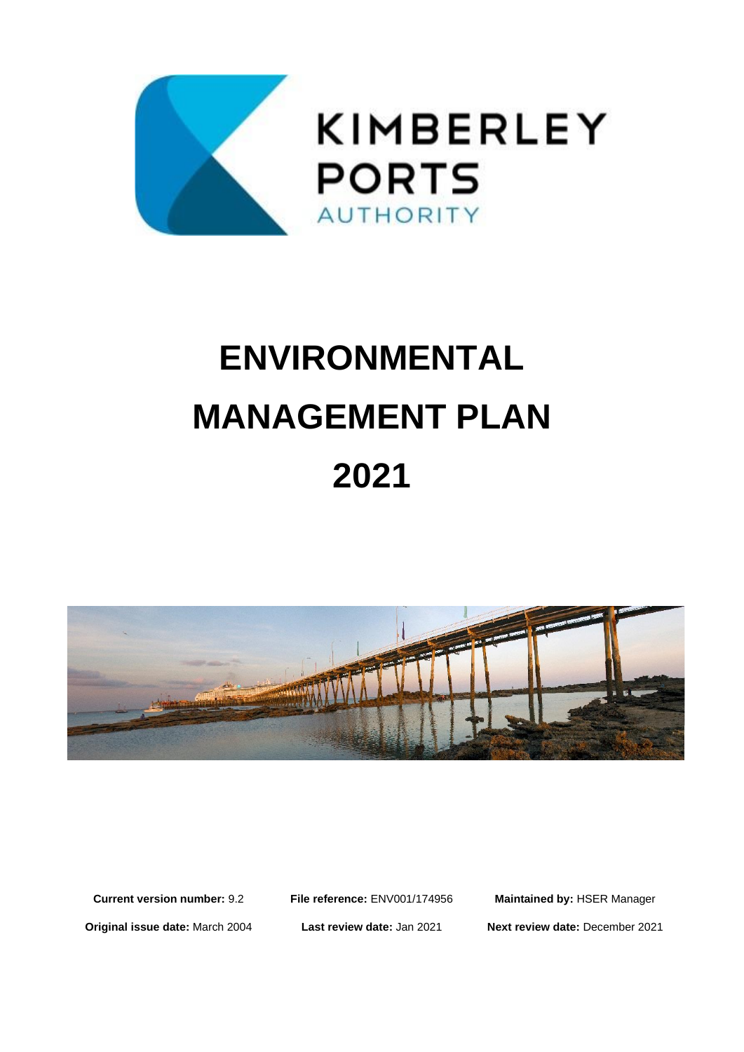KIMBERLEY
PORTS
AUTHORITY

# ENVIRONMENTAL MANAGEMENT PLAN 2021

| **Current version number:** 9.2 | **File reference:** ENV001/174956 | **Maintained by:** HSER Manager |
|---|---|---|
| **Original issue date:** March 2004 | **Last review date:** Jan 2021 | **Next review date:** December 2021 |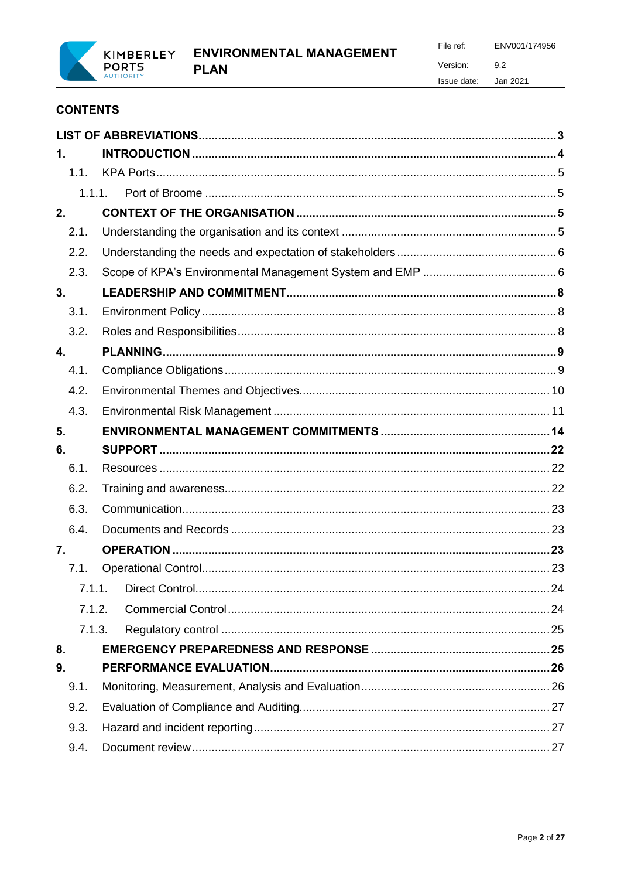## CONTENTS

**LIST OF ABBREVIATIONS** ..... **3**

**1. INTRODUCTION** ..... **4**

- 1.1. KPA Ports ..... 5
  - 1.1.1. Port of Broome ..... 5

**2. CONTEXT OF THE ORGANISATION** ..... **5**

- 2.1. Understanding the organisation and its context ..... 5
- 2.2. Understanding the needs and expectation of stakeholders ..... 6
- 2.3. Scope of KPA's Environmental Management System and EMP ..... 6

**3. LEADERSHIP AND COMMITMENT** ..... **8**

- 3.1. Environment Policy ..... 8
- 3.2. Roles and Responsibilities ..... 8

**4. PLANNING** ..... **9**

- 4.1. Compliance Obligations ..... 9
- 4.2. Environmental Themes and Objectives ..... 10
- 4.3. Environmental Risk Management ..... 11

**5. ENVIRONMENTAL MANAGEMENT COMMITMENTS** ..... **14**

**6. SUPPORT** ..... **22**

- 6.1. Resources ..... 22
- 6.2. Training and awareness ..... 22
- 6.3. Communication ..... 23
- 6.4. Documents and Records ..... 23

**7. OPERATION** ..... **23**

- 7.1. Operational Control ..... 23
  - 7.1.1. Direct Control ..... 24
  - 7.1.2. Commercial Control ..... 24
  - 7.1.3. Regulatory control ..... 25

**8. EMERGENCY PREPAREDNESS AND RESPONSE** ..... **25**

**9. PERFORMANCE EVALUATION** ..... **26**

- 9.1. Monitoring, Measurement, Analysis and Evaluation ..... 26
- 9.2. Evaluation of Compliance and Auditing ..... 27
- 9.3. Hazard and incident reporting ..... 27
- 9.4. Document review ..... 27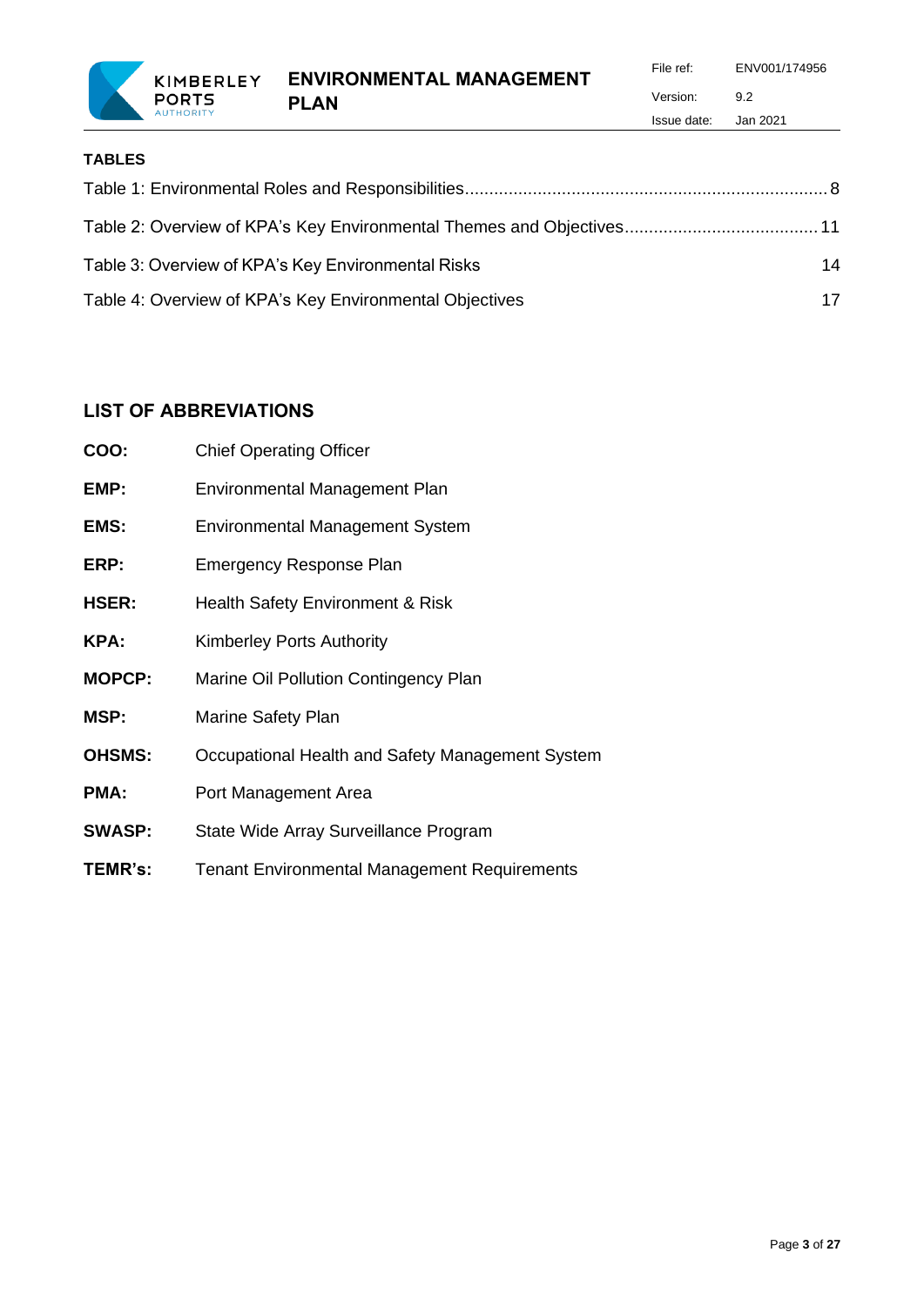**TABLES**

Table 1: Environmental Roles and Responsibilities........................................................................... 8

Table 2: Overview of KPA's Key Environmental Themes and Objectives........................................ 11

Table 3: Overview of KPA's Key Environmental Risks 14

Table 4: Overview of KPA's Key Environmental Objectives 17

## LIST OF ABBREVIATIONS

| | |
|---|---|
| **COO:** | Chief Operating Officer |
| **EMP:** | Environmental Management Plan |
| **EMS:** | Environmental Management System |
| **ERP:** | Emergency Response Plan |
| **HSER:** | Health Safety Environment & Risk |
| **KPA:** | Kimberley Ports Authority |
| **MOPCP:** | Marine Oil Pollution Contingency Plan |
| **MSP:** | Marine Safety Plan |
| **OHSMS:** | Occupational Health and Safety Management System |
| **PMA:** | Port Management Area |
| **SWASP:** | State Wide Array Surveillance Program |
| **TEMR's:** | Tenant Environmental Management Requirements |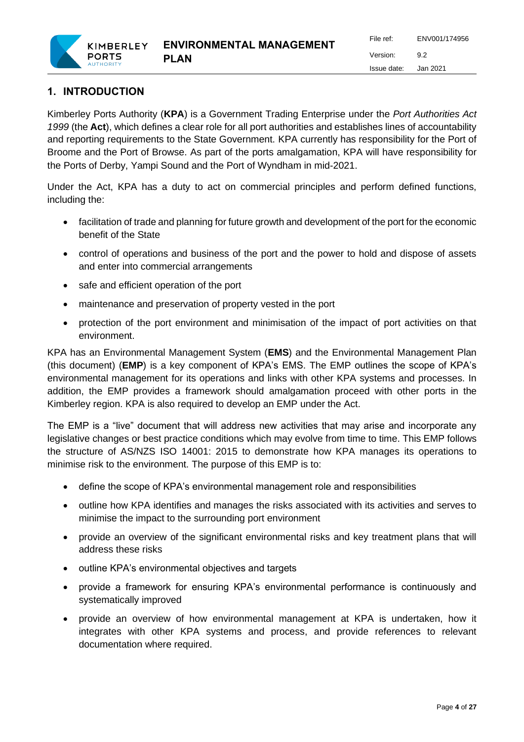## 1. INTRODUCTION

Kimberley Ports Authority (**KPA**) is a Government Trading Enterprise under the *Port Authorities Act 1999* (the **Act**), which defines a clear role for all port authorities and establishes lines of accountability and reporting requirements to the State Government. KPA currently has responsibility for the Port of Broome and the Port of Browse. As part of the ports amalgamation, KPA will have responsibility for the Ports of Derby, Yampi Sound and the Port of Wyndham in mid-2021.

Under the Act, KPA has a duty to act on commercial principles and perform defined functions, including the:

- facilitation of trade and planning for future growth and development of the port for the economic benefit of the State
- control of operations and business of the port and the power to hold and dispose of assets and enter into commercial arrangements
- safe and efficient operation of the port
- maintenance and preservation of property vested in the port
- protection of the port environment and minimisation of the impact of port activities on that environment.

KPA has an Environmental Management System (**EMS**) and the Environmental Management Plan (this document) (**EMP**) is a key component of KPA's EMS. The EMP outlines the scope of KPA's environmental management for its operations and links with other KPA systems and processes. In addition, the EMP provides a framework should amalgamation proceed with other ports in the Kimberley region. KPA is also required to develop an EMP under the Act.

The EMP is a "live" document that will address new activities that may arise and incorporate any legislative changes or best practice conditions which may evolve from time to time. This EMP follows the structure of AS/NZS ISO 14001: 2015 to demonstrate how KPA manages its operations to minimise risk to the environment. The purpose of this EMP is to:

- define the scope of KPA's environmental management role and responsibilities
- outline how KPA identifies and manages the risks associated with its activities and serves to minimise the impact to the surrounding port environment
- provide an overview of the significant environmental risks and key treatment plans that will address these risks
- outline KPA's environmental objectives and targets
- provide a framework for ensuring KPA's environmental performance is continuously and systematically improved
- provide an overview of how environmental management at KPA is undertaken, how it integrates with other KPA systems and process, and provide references to relevant documentation where required.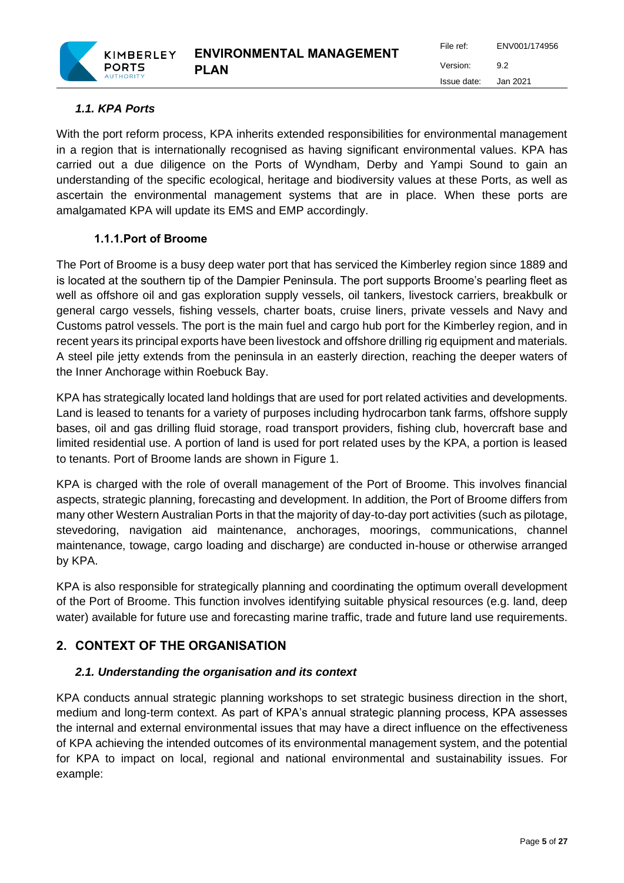### *1.1. KPA Ports*

With the port reform process, KPA inherits extended responsibilities for environmental management in a region that is internationally recognised as having significant environmental values. KPA has carried out a due diligence on the Ports of Wyndham, Derby and Yampi Sound to gain an understanding of the specific ecological, heritage and biodiversity values at these Ports, as well as ascertain the environmental management systems that are in place. When these ports are amalgamated KPA will update its EMS and EMP accordingly.

#### 1.1.1. Port of Broome

The Port of Broome is a busy deep water port that has serviced the Kimberley region since 1889 and is located at the southern tip of the Dampier Peninsula. The port supports Broome's pearling fleet as well as offshore oil and gas exploration supply vessels, oil tankers, livestock carriers, breakbulk or general cargo vessels, fishing vessels, charter boats, cruise liners, private vessels and Navy and Customs patrol vessels. The port is the main fuel and cargo hub port for the Kimberley region, and in recent years its principal exports have been livestock and offshore drilling rig equipment and materials. A steel pile jetty extends from the peninsula in an easterly direction, reaching the deeper waters of the Inner Anchorage within Roebuck Bay.

KPA has strategically located land holdings that are used for port related activities and developments. Land is leased to tenants for a variety of purposes including hydrocarbon tank farms, offshore supply bases, oil and gas drilling fluid storage, road transport providers, fishing club, hovercraft base and limited residential use. A portion of land is used for port related uses by the KPA, a portion is leased to tenants. Port of Broome lands are shown in Figure 1.

KPA is charged with the role of overall management of the Port of Broome. This involves financial aspects, strategic planning, forecasting and development. In addition, the Port of Broome differs from many other Western Australian Ports in that the majority of day-to-day port activities (such as pilotage, stevedoring, navigation aid maintenance, anchorages, moorings, communications, channel maintenance, towage, cargo loading and discharge) are conducted in-house or otherwise arranged by KPA.

KPA is also responsible for strategically planning and coordinating the optimum overall development of the Port of Broome. This function involves identifying suitable physical resources (e.g. land, deep water) available for future use and forecasting marine traffic, trade and future land use requirements.

## 2. CONTEXT OF THE ORGANISATION

### *2.1. Understanding the organisation and its context*

KPA conducts annual strategic planning workshops to set strategic business direction in the short, medium and long-term context. As part of KPA's annual strategic planning process, KPA assesses the internal and external environmental issues that may have a direct influence on the effectiveness of KPA achieving the intended outcomes of its environmental management system, and the potential for KPA to impact on local, regional and national environmental and sustainability issues. For example: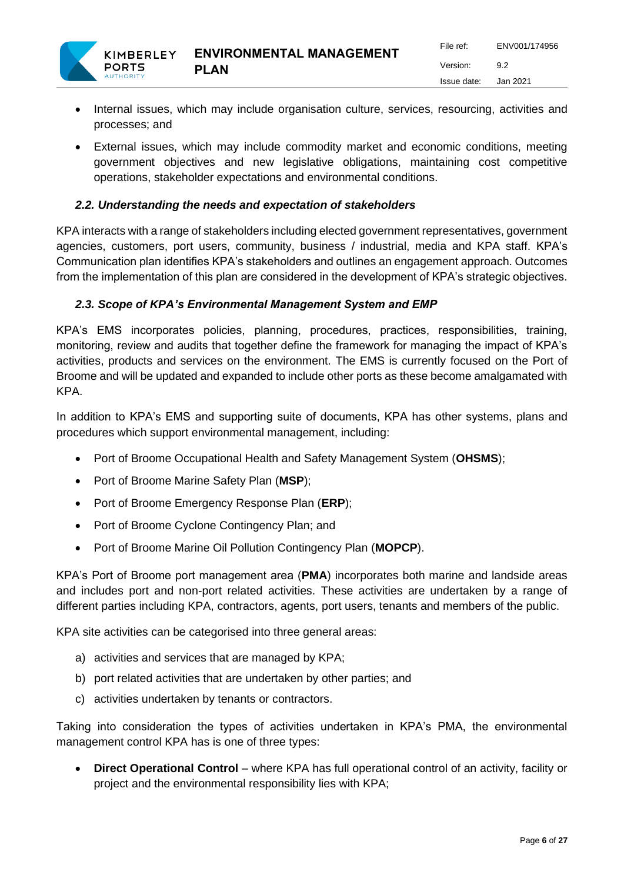- Internal issues, which may include organisation culture, services, resourcing, activities and processes; and
- External issues, which may include commodity market and economic conditions, meeting government objectives and new legislative obligations, maintaining cost competitive operations, stakeholder expectations and environmental conditions.

### *2.2. Understanding the needs and expectation of stakeholders*

KPA interacts with a range of stakeholders including elected government representatives, government agencies, customers, port users, community, business / industrial, media and KPA staff. KPA's Communication plan identifies KPA's stakeholders and outlines an engagement approach. Outcomes from the implementation of this plan are considered in the development of KPA's strategic objectives.

### *2.3. Scope of KPA's Environmental Management System and EMP*

KPA's EMS incorporates policies, planning, procedures, practices, responsibilities, training, monitoring, review and audits that together define the framework for managing the impact of KPA's activities, products and services on the environment. The EMS is currently focused on the Port of Broome and will be updated and expanded to include other ports as these become amalgamated with KPA.

In addition to KPA's EMS and supporting suite of documents, KPA has other systems, plans and procedures which support environmental management, including:

- Port of Broome Occupational Health and Safety Management System (**OHSMS**);
- Port of Broome Marine Safety Plan (**MSP**);
- Port of Broome Emergency Response Plan (**ERP**);
- Port of Broome Cyclone Contingency Plan; and
- Port of Broome Marine Oil Pollution Contingency Plan (**MOPCP**).

KPA's Port of Broome port management area (**PMA**) incorporates both marine and landside areas and includes port and non-port related activities. These activities are undertaken by a range of different parties including KPA, contractors, agents, port users, tenants and members of the public.

KPA site activities can be categorised into three general areas:

a) activities and services that are managed by KPA;
b) port related activities that are undertaken by other parties; and
c) activities undertaken by tenants or contractors.

Taking into consideration the types of activities undertaken in KPA's PMA, the environmental management control KPA has is one of three types:

- **Direct Operational Control** – where KPA has full operational control of an activity, facility or project and the environmental responsibility lies with KPA;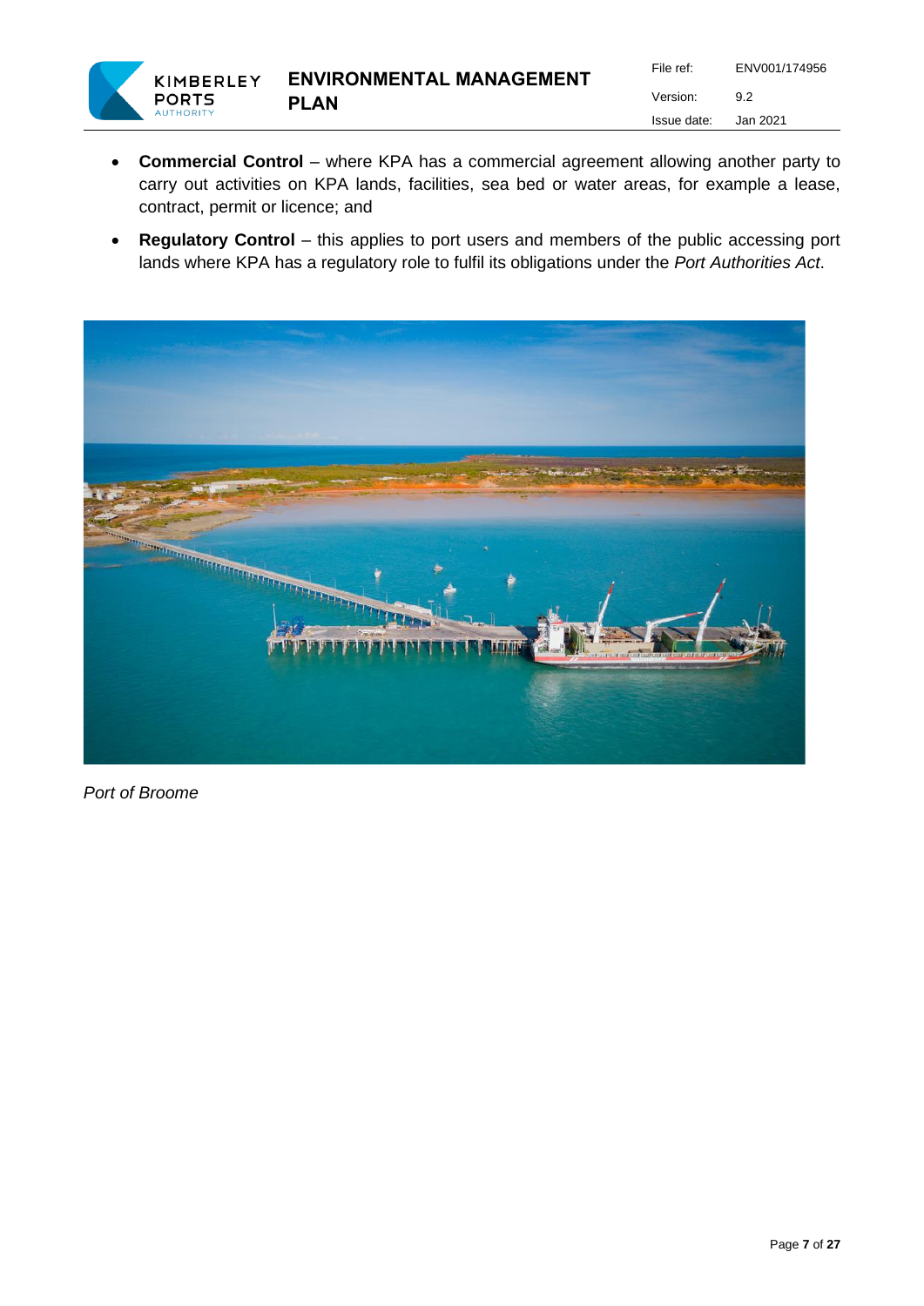- **Commercial Control** – where KPA has a commercial agreement allowing another party to carry out activities on KPA lands, facilities, sea bed or water areas, for example a lease, contract, permit or licence; and
- **Regulatory Control** – this applies to port users and members of the public accessing port lands where KPA has a regulatory role to fulfil its obligations under the *Port Authorities Act*.

*Port of Broome*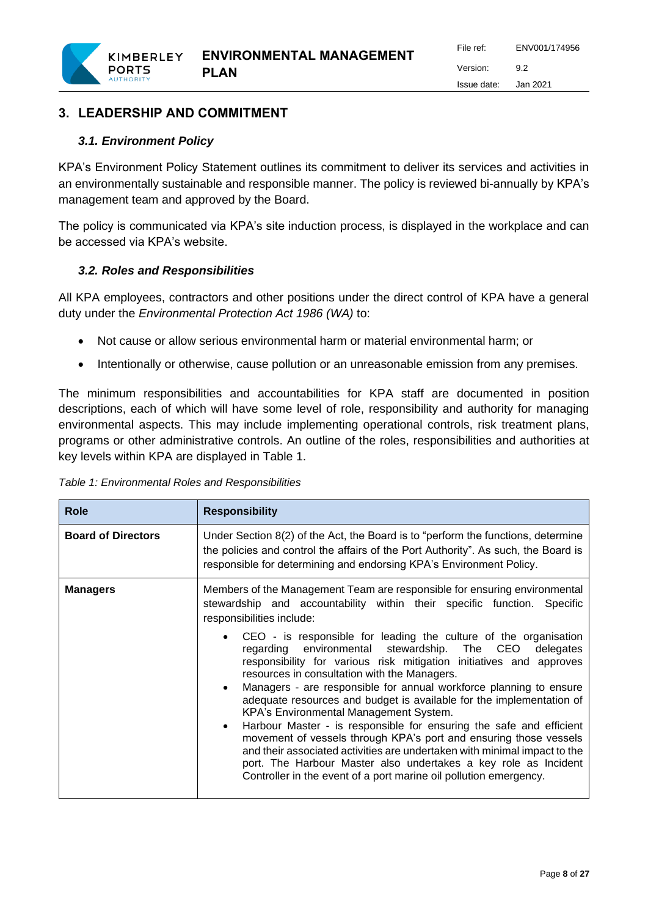## 3. LEADERSHIP AND COMMITMENT

### *3.1. Environment Policy*

KPA's Environment Policy Statement outlines its commitment to deliver its services and activities in an environmentally sustainable and responsible manner. The policy is reviewed bi-annually by KPA's management team and approved by the Board.

The policy is communicated via KPA's site induction process, is displayed in the workplace and can be accessed via KPA's website.

### *3.2. Roles and Responsibilities*

All KPA employees, contractors and other positions under the direct control of KPA have a general duty under the *Environmental Protection Act 1986 (WA)* to:

- Not cause or allow serious environmental harm or material environmental harm; or
- Intentionally or otherwise, cause pollution or an unreasonable emission from any premises.

The minimum responsibilities and accountabilities for KPA staff are documented in position descriptions, each of which will have some level of role, responsibility and authority for managing environmental aspects. This may include implementing operational controls, risk treatment plans, programs or other administrative controls. An outline of the roles, responsibilities and authorities at key levels within KPA are displayed in Table 1.

*Table 1: Environmental Roles and Responsibilities*

| Role | Responsibility |
|---|---|
| **Board of Directors** | Under Section 8(2) of the Act, the Board is to "perform the functions, determine the policies and control the affairs of the Port Authority". As such, the Board is responsible for determining and endorsing KPA's Environment Policy. |
| **Managers** | Members of the Management Team are responsible for ensuring environmental stewardship and accountability within their specific function. Specific responsibilities include:<br>• CEO - is responsible for leading the culture of the organisation regarding environmental stewardship. The CEO delegates responsibility for various risk mitigation initiatives and approves resources in consultation with the Managers.<br>• Managers - are responsible for annual workforce planning to ensure adequate resources and budget is available for the implementation of KPA's Environmental Management System.<br>• Harbour Master - is responsible for ensuring the safe and efficient movement of vessels through KPA's port and ensuring those vessels and their associated activities are undertaken with minimal impact to the port. The Harbour Master also undertakes a key role as Incident Controller in the event of a port marine oil pollution emergency. |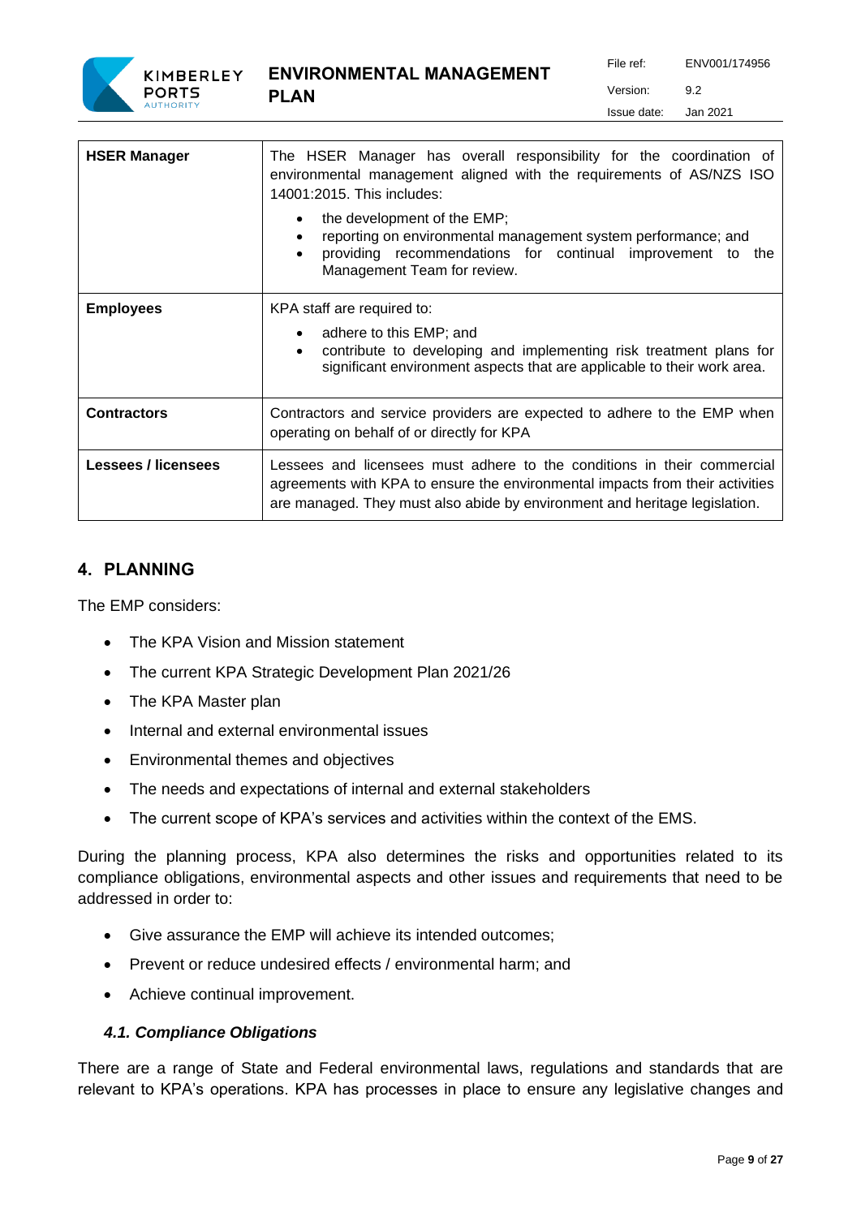| | |
|---|---|
| **HSER Manager** | The HSER Manager has overall responsibility for the coordination of environmental management aligned with the requirements of AS/NZS ISO 14001:2015. This includes:<br>• the development of the EMP;<br>• reporting on environmental management system performance; and<br>• providing recommendations for continual improvement to the Management Team for review. |
| **Employees** | KPA staff are required to:<br>• adhere to this EMP; and<br>• contribute to developing and implementing risk treatment plans for significant environment aspects that are applicable to their work area. |
| **Contractors** | Contractors and service providers are expected to adhere to the EMP when operating on behalf of or directly for KPA |
| **Lessees / licensees** | Lessees and licensees must adhere to the conditions in their commercial agreements with KPA to ensure the environmental impacts from their activities are managed. They must also abide by environment and heritage legislation. |

## 4. PLANNING

The EMP considers:

- The KPA Vision and Mission statement
- The current KPA Strategic Development Plan 2021/26
- The KPA Master plan
- Internal and external environmental issues
- Environmental themes and objectives
- The needs and expectations of internal and external stakeholders
- The current scope of KPA's services and activities within the context of the EMS.

During the planning process, KPA also determines the risks and opportunities related to its compliance obligations, environmental aspects and other issues and requirements that need to be addressed in order to:

- Give assurance the EMP will achieve its intended outcomes;
- Prevent or reduce undesired effects / environmental harm; and
- Achieve continual improvement.

### *4.1. Compliance Obligations*

There are a range of State and Federal environmental laws, regulations and standards that are relevant to KPA's operations. KPA has processes in place to ensure any legislative changes and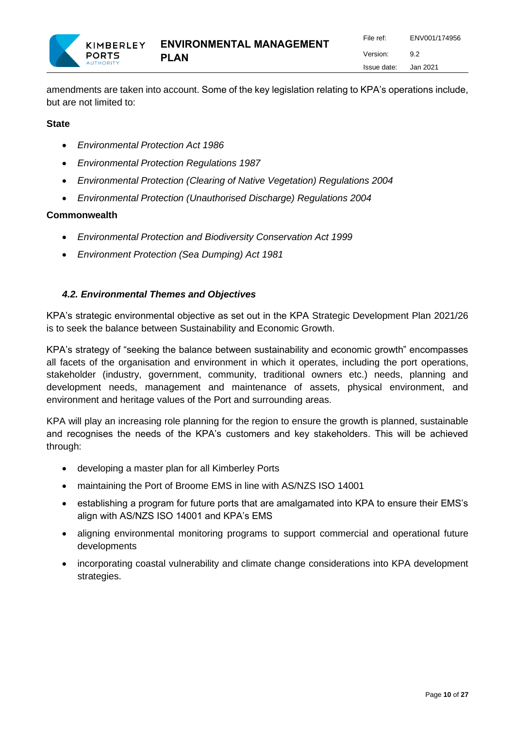amendments are taken into account. Some of the key legislation relating to KPA's operations include, but are not limited to:

**State**

- *Environmental Protection Act 1986*
- *Environmental Protection Regulations 1987*
- *Environmental Protection (Clearing of Native Vegetation) Regulations 2004*
- *Environmental Protection (Unauthorised Discharge) Regulations 2004*

**Commonwealth**

- *Environmental Protection and Biodiversity Conservation Act 1999*
- *Environment Protection (Sea Dumping) Act 1981*

### *4.2. Environmental Themes and Objectives*

KPA's strategic environmental objective as set out in the KPA Strategic Development Plan 2021/26 is to seek the balance between Sustainability and Economic Growth.

KPA's strategy of "seeking the balance between sustainability and economic growth" encompasses all facets of the organisation and environment in which it operates, including the port operations, stakeholder (industry, government, community, traditional owners etc.) needs, planning and development needs, management and maintenance of assets, physical environment, and environment and heritage values of the Port and surrounding areas.

KPA will play an increasing role planning for the region to ensure the growth is planned, sustainable and recognises the needs of the KPA's customers and key stakeholders. This will be achieved through:

- developing a master plan for all Kimberley Ports
- maintaining the Port of Broome EMS in line with AS/NZS ISO 14001
- establishing a program for future ports that are amalgamated into KPA to ensure their EMS's align with AS/NZS ISO 14001 and KPA's EMS
- aligning environmental monitoring programs to support commercial and operational future developments
- incorporating coastal vulnerability and climate change considerations into KPA development strategies.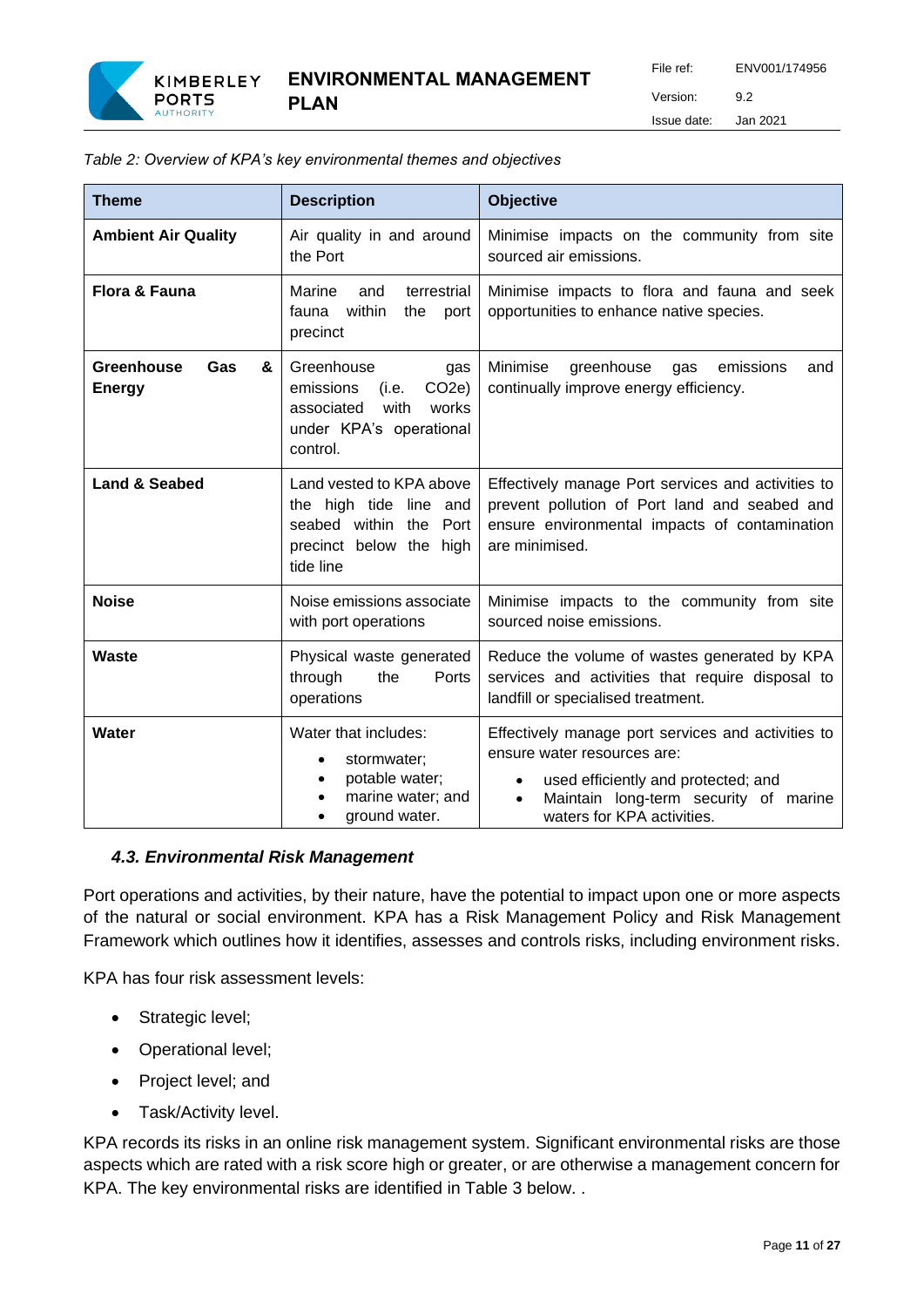*Table 2: Overview of KPA's key environmental themes and objectives*

| Theme | Description | Objective |
|---|---|---|
| **Ambient Air Quality** | Air quality in and around the Port | Minimise impacts on the community from site sourced air emissions. |
| **Flora & Fauna** | Marine and terrestrial fauna within the port precinct | Minimise impacts to flora and fauna and seek opportunities to enhance native species. |
| **Greenhouse Gas & Energy** | Greenhouse gas emissions (i.e. CO2e) associated with works under KPA's operational control. | Minimise greenhouse gas emissions and continually improve energy efficiency. |
| **Land & Seabed** | Land vested to KPA above the high tide line and seabed within the Port precinct below the high tide line | Effectively manage Port services and activities to prevent pollution of Port land and seabed and ensure environmental impacts of contamination are minimised. |
| **Noise** | Noise emissions associate with port operations | Minimise impacts to the community from site sourced noise emissions. |
| **Waste** | Physical waste generated through the Ports operations | Reduce the volume of wastes generated by KPA services and activities that require disposal to landfill or specialised treatment. |
| **Water** | Water that includes: <br>• stormwater; <br>• potable water; <br>• marine water; and <br>• ground water. | Effectively manage port services and activities to ensure water resources are: <br>• used efficiently and protected; and <br>• Maintain long-term security of marine waters for KPA activities. |

### *4.3. Environmental Risk Management*

Port operations and activities, by their nature, have the potential to impact upon one or more aspects of the natural or social environment. KPA has a Risk Management Policy and Risk Management Framework which outlines how it identifies, assesses and controls risks, including environment risks.

KPA has four risk assessment levels:

- Strategic level;
- Operational level;
- Project level; and
- Task/Activity level.

KPA records its risks in an online risk management system. Significant environmental risks are those aspects which are rated with a risk score high or greater, or are otherwise a management concern for KPA. The key environmental risks are identified in Table 3 below. .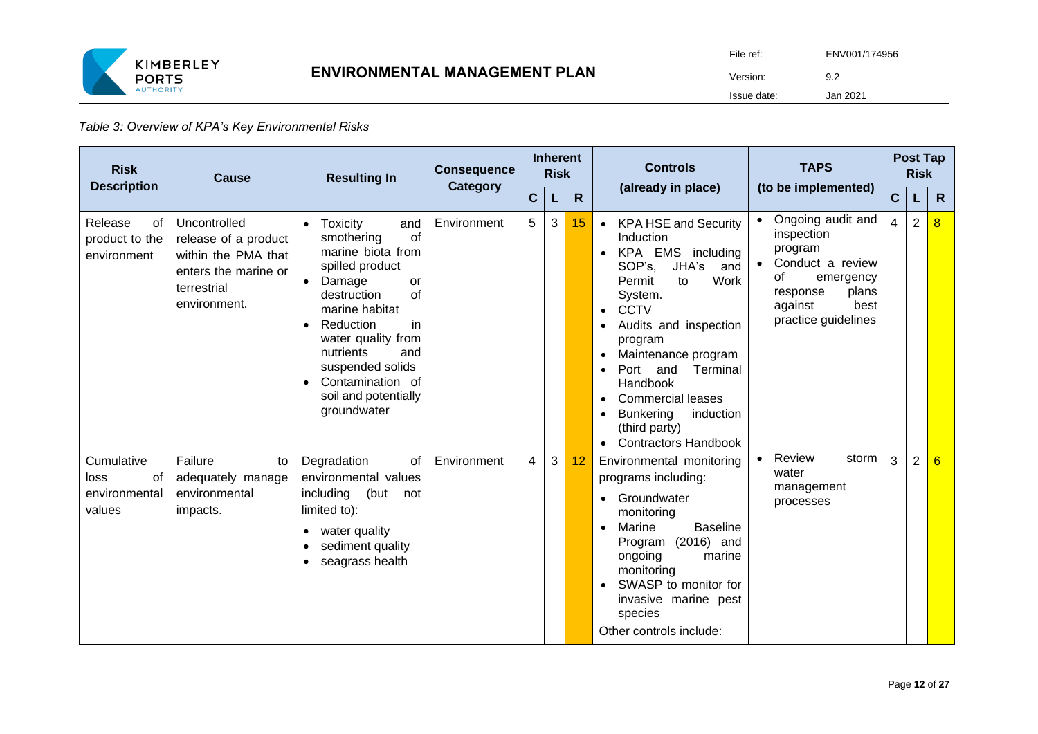*Table 3: Overview of KPA's Key Environmental Risks*

| Risk Description | Cause | Resulting In | Consequence Category | Inherent Risk | | | Controls (already in place) | TAPS (to be implemented) | Post Tap Risk | | |
|---|---|---|---|---|---|---|---|---|---|---|---|
| | | | | C | L | R | | | C | L | R |
| Release of product to the environment | Uncontrolled release of a product within the PMA that enters the marine or terrestrial environment. | • Toxicity and smothering of marine biota from spilled product<br>• Damage or destruction of marine habitat<br>• Reduction in water quality from nutrients and suspended solids<br>• Contamination of soil and potentially groundwater | Environment | 5 | 3 | 15 | • KPA HSE and Security Induction<br>• KPA EMS including SOP's, JHA's and Permit to Work System.<br>• CCTV<br>• Audits and inspection program<br>• Maintenance program<br>• Port and Terminal Handbook<br>• Commercial leases<br>• Bunkering induction (third party)<br>• Contractors Handbook | • Ongoing audit and inspection program<br>• Conduct a review of emergency response plans against best practice guidelines | 4 | 2 | 8 |
| Cumulative loss of environmental values | Failure to adequately manage environmental impacts. | Degradation of environmental values including (but not limited to):<br>• water quality<br>• sediment quality<br>• seagrass health | Environment | 4 | 3 | 12 | Environmental monitoring programs including:<br>• Groundwater monitoring<br>• Marine Baseline Program (2016) and ongoing marine monitoring<br>• SWASP to monitor for invasive marine pest species<br>Other controls include: | • Review storm water management processes | 3 | 2 | 6 |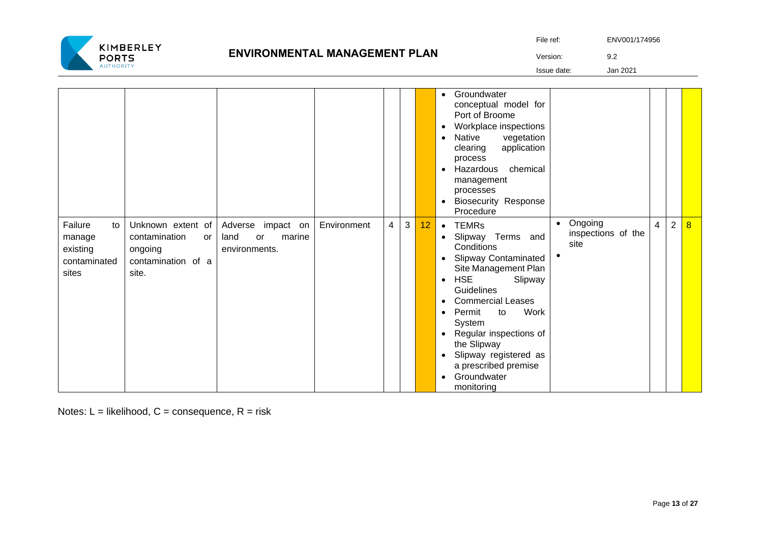| | | | | | | | | | | |
|---|---|---|---|---|---|---|---|---|---|---|
| | | | | | | | • Groundwater conceptual model for Port of Broome<br>• Workplace inspections<br>• Native vegetation clearing application process<br>• Hazardous chemical management processes<br>• Biosecurity Response Procedure | | | | |
| Failure to manage existing contaminated sites | Unknown extent of contamination or ongoing contamination of a site. | Adverse impact on land or marine environments. | Environment | 4 | 3 | 12 | • TEMRs<br>• Slipway Terms and Conditions<br>• Slipway Contaminated Site Management Plan<br>• HSE Slipway Guidelines<br>• Commercial Leases<br>• Permit to Work System<br>• Regular inspections of the Slipway<br>• Slipway registered as a prescribed premise<br>• Groundwater monitoring | • Ongoing inspections of the site<br>• | 4 | 2 | 8 |

Notes: L = likelihood, C = consequence, R = risk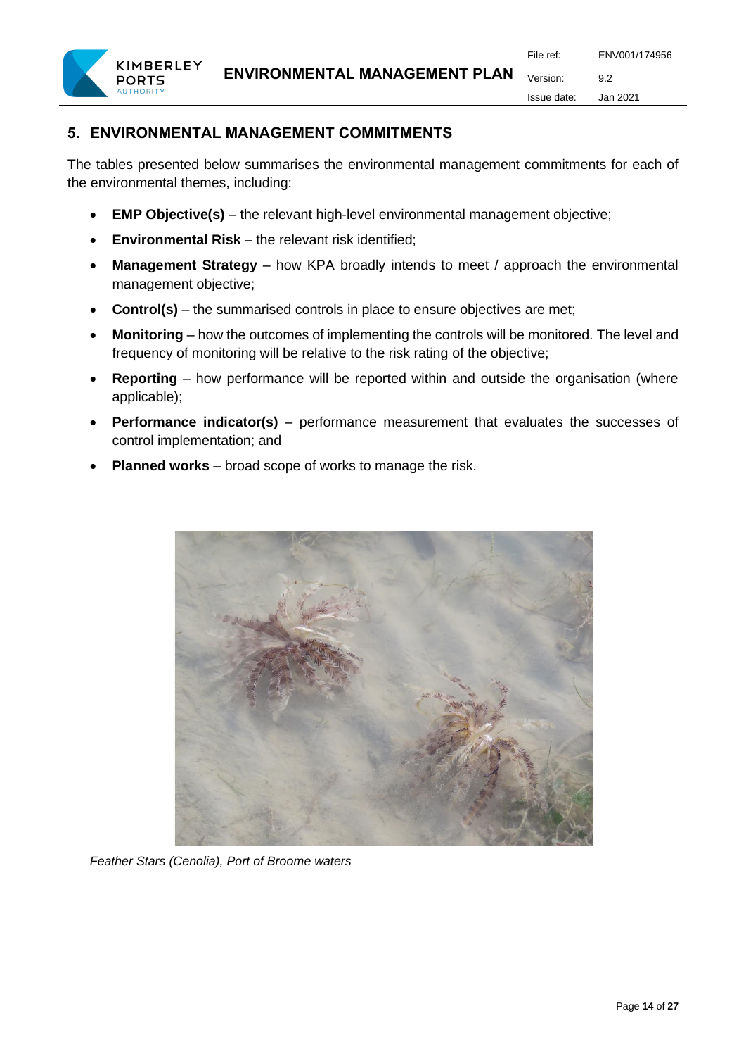## 5. ENVIRONMENTAL MANAGEMENT COMMITMENTS

The tables presented below summarises the environmental management commitments for each of the environmental themes, including:

- **EMP Objective(s)** – the relevant high-level environmental management objective;
- **Environmental Risk** – the relevant risk identified;
- **Management Strategy** – how KPA broadly intends to meet / approach the environmental management objective;
- **Control(s)** – the summarised controls in place to ensure objectives are met;
- **Monitoring** – how the outcomes of implementing the controls will be monitored. The level and frequency of monitoring will be relative to the risk rating of the objective;
- **Reporting** – how performance will be reported within and outside the organisation (where applicable);
- **Performance indicator(s)** – performance measurement that evaluates the successes of control implementation; and
- **Planned works** – broad scope of works to manage the risk.

*Feather Stars (Cenolia), Port of Broome waters*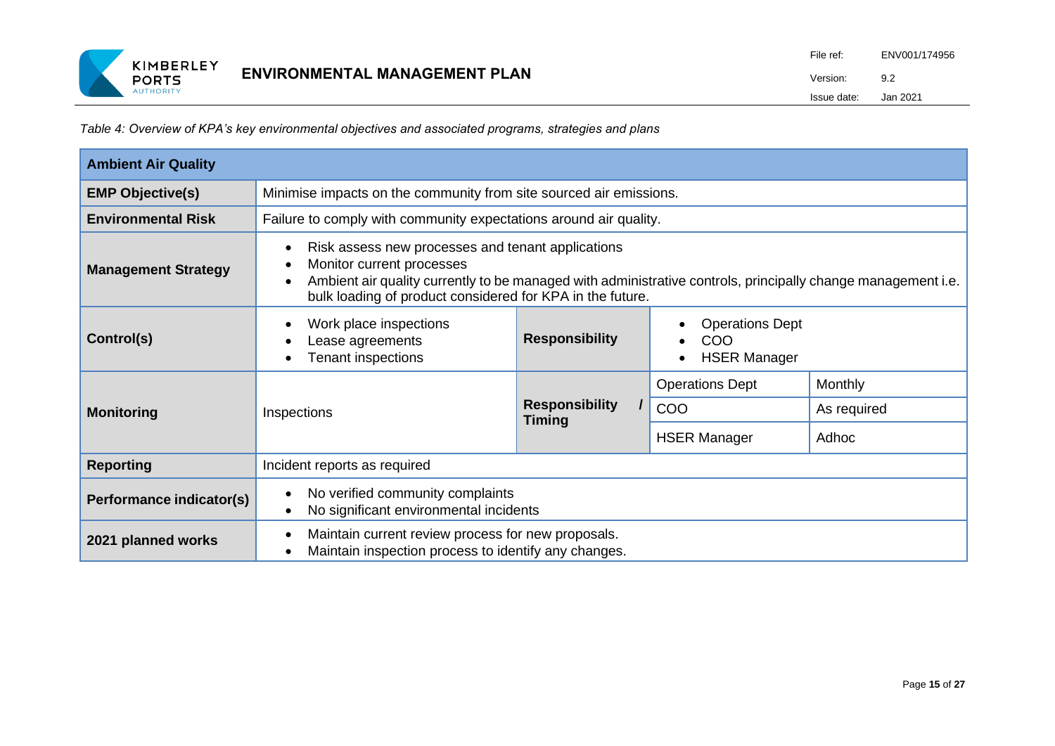*Table 4: Overview of KPA's key environmental objectives and associated programs, strategies and plans*

| **Ambient Air Quality** | | | | |
|---|---|---|---|---|
| **EMP Objective(s)** | Minimise impacts on the community from site sourced air emissions. | | | |
| **Environmental Risk** | Failure to comply with community expectations around air quality. | | | |
| **Management Strategy** | • Risk assess new processes and tenant applications<br>• Monitor current processes<br>• Ambient air quality currently to be managed with administrative controls, principally change management i.e. bulk loading of product considered for KPA in the future. | | | |
| **Control(s)** | • Work place inspections<br>• Lease agreements<br>• Tenant inspections | **Responsibility** | • Operations Dept<br>• COO<br>• HSER Manager | |
| **Monitoring** | Inspections | **Responsibility / Timing** | Operations Dept | Monthly |
| | | | COO | As required |
| | | | HSER Manager | Adhoc |
| **Reporting** | Incident reports as required | | | |
| **Performance indicator(s)** | • No verified community complaints<br>• No significant environmental incidents | | | |
| **2021 planned works** | • Maintain current review process for new proposals.<br>• Maintain inspection process to identify any changes. | | | |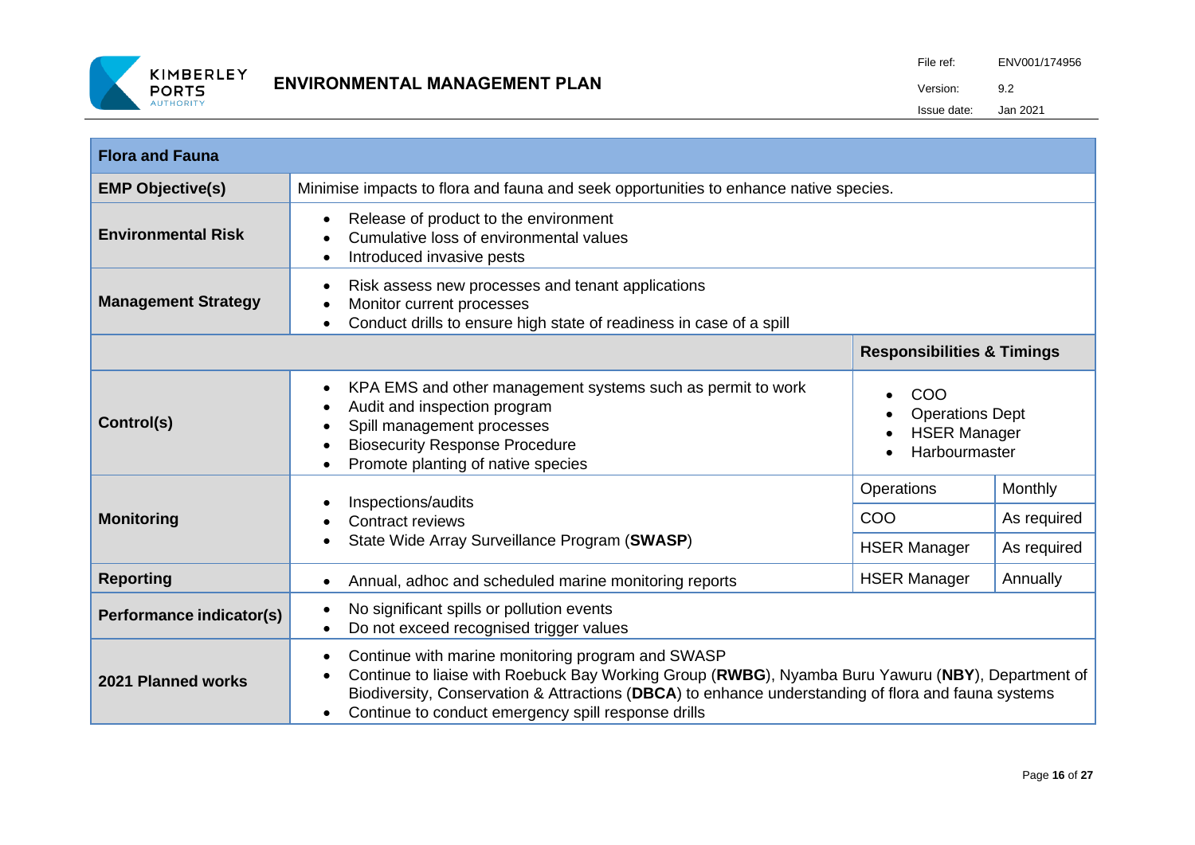| Flora and Fauna | | | |
|---|---|---|---|
| **EMP Objective(s)** | Minimise impacts to flora and fauna and seek opportunities to enhance native species. | | |
| **Environmental Risk** | • Release of product to the environment<br>• Cumulative loss of environmental values<br>• Introduced invasive pests | | |
| **Management Strategy** | • Risk assess new processes and tenant applications<br>• Monitor current processes<br>• Conduct drills to ensure high state of readiness in case of a spill | | |
| | | **Responsibilities & Timings** | |
| **Control(s)** | • KPA EMS and other management systems such as permit to work<br>• Audit and inspection program<br>• Spill management processes<br>• Biosecurity Response Procedure<br>• Promote planting of native species | • COO<br>• Operations Dept<br>• HSER Manager<br>• Harbourmaster | |
| **Monitoring** | • Inspections/audits<br>• Contract reviews<br>• State Wide Array Surveillance Program (**SWASP**) | Operations | Monthly |
| | | COO | As required |
| | | HSER Manager | As required |
| **Reporting** | • Annual, adhoc and scheduled marine monitoring reports | HSER Manager | Annually |
| **Performance indicator(s)** | • No significant spills or pollution events<br>• Do not exceed recognised trigger values | | |
| **2021 Planned works** | • Continue with marine monitoring program and SWASP<br>• Continue to liaise with Roebuck Bay Working Group (**RWBG**), Nyamba Buru Yawuru (**NBY**), Department of Biodiversity, Conservation & Attractions (**DBCA**) to enhance understanding of flora and fauna systems<br>• Continue to conduct emergency spill response drills | | |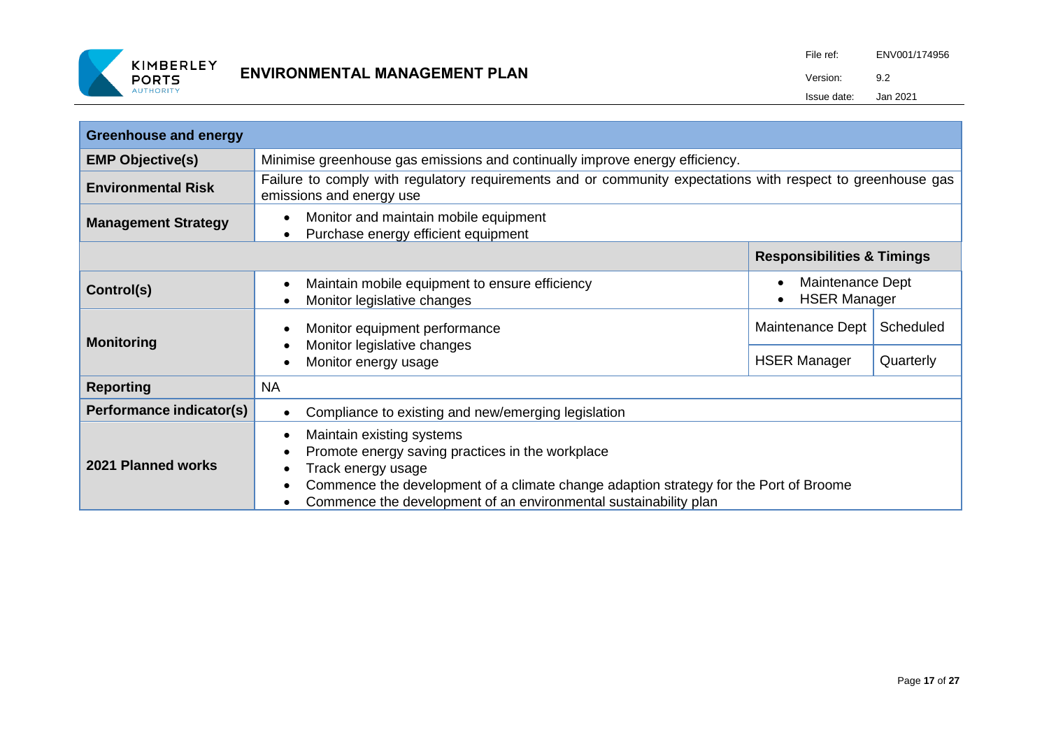| Greenhouse and energy | | | |
|---|---|---|---|
| **EMP Objective(s)** | Minimise greenhouse gas emissions and continually improve energy efficiency. | | |
| **Environmental Risk** | Failure to comply with regulatory requirements and or community expectations with respect to greenhouse gas emissions and energy use | | |
| **Management Strategy** | • Monitor and maintain mobile equipment<br>• Purchase energy efficient equipment | | |
| | | **Responsibilities & Timings** | |
| **Control(s)** | • Maintain mobile equipment to ensure efficiency<br>• Monitor legislative changes | • Maintenance Dept<br>• HSER Manager | |
| **Monitoring** | • Monitor equipment performance<br>• Monitor legislative changes<br>• Monitor energy usage | Maintenance Dept | Scheduled |
| | | HSER Manager | Quarterly |
| **Reporting** | NA | | |
| **Performance indicator(s)** | • Compliance to existing and new/emerging legislation | | |
| **2021 Planned works** | • Maintain existing systems<br>• Promote energy saving practices in the workplace<br>• Track energy usage<br>• Commence the development of a climate change adaption strategy for the Port of Broome<br>• Commence the development of an environmental sustainability plan | | |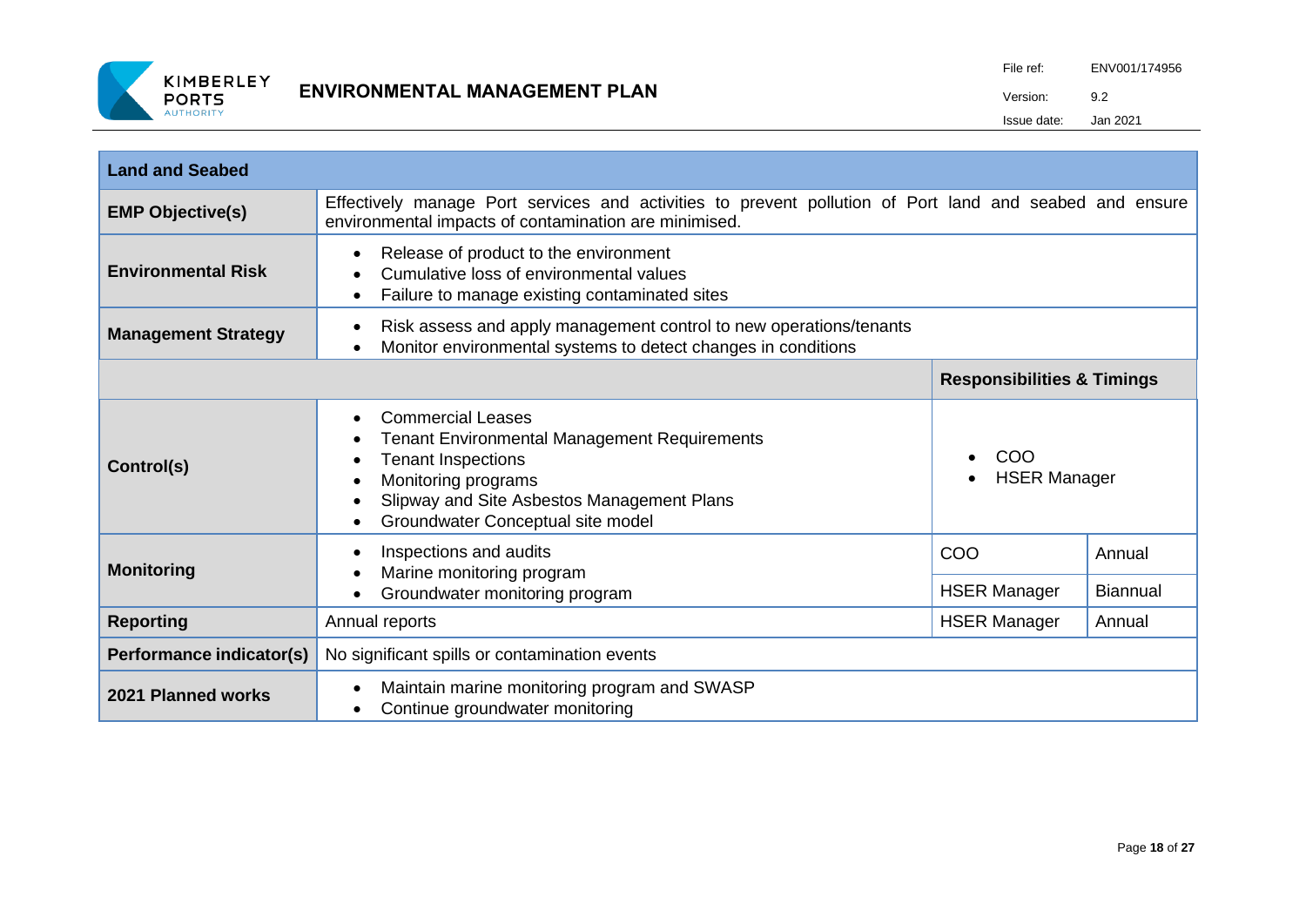| Land and Seabed | | | |
|---|---|---|---|
| **EMP Objective(s)** | Effectively manage Port services and activities to prevent pollution of Port land and seabed and ensure environmental impacts of contamination are minimised. | | |
| **Environmental Risk** | • Release of product to the environment<br>• Cumulative loss of environmental values<br>• Failure to manage existing contaminated sites | | |
| **Management Strategy** | • Risk assess and apply management control to new operations/tenants<br>• Monitor environmental systems to detect changes in conditions | | |
| | | **Responsibilities & Timings** | |
| **Control(s)** | • Commercial Leases<br>• Tenant Environmental Management Requirements<br>• Tenant Inspections<br>• Monitoring programs<br>• Slipway and Site Asbestos Management Plans<br>• Groundwater Conceptual site model | • COO<br>• HSER Manager | |
| **Monitoring** | • Inspections and audits<br>• Marine monitoring program<br>• Groundwater monitoring program | COO | Annual |
| | | HSER Manager | Biannual |
| **Reporting** | Annual reports | HSER Manager | Annual |
| **Performance indicator(s)** | No significant spills or contamination events | | |
| **2021 Planned works** | • Maintain marine monitoring program and SWASP<br>• Continue groundwater monitoring | | |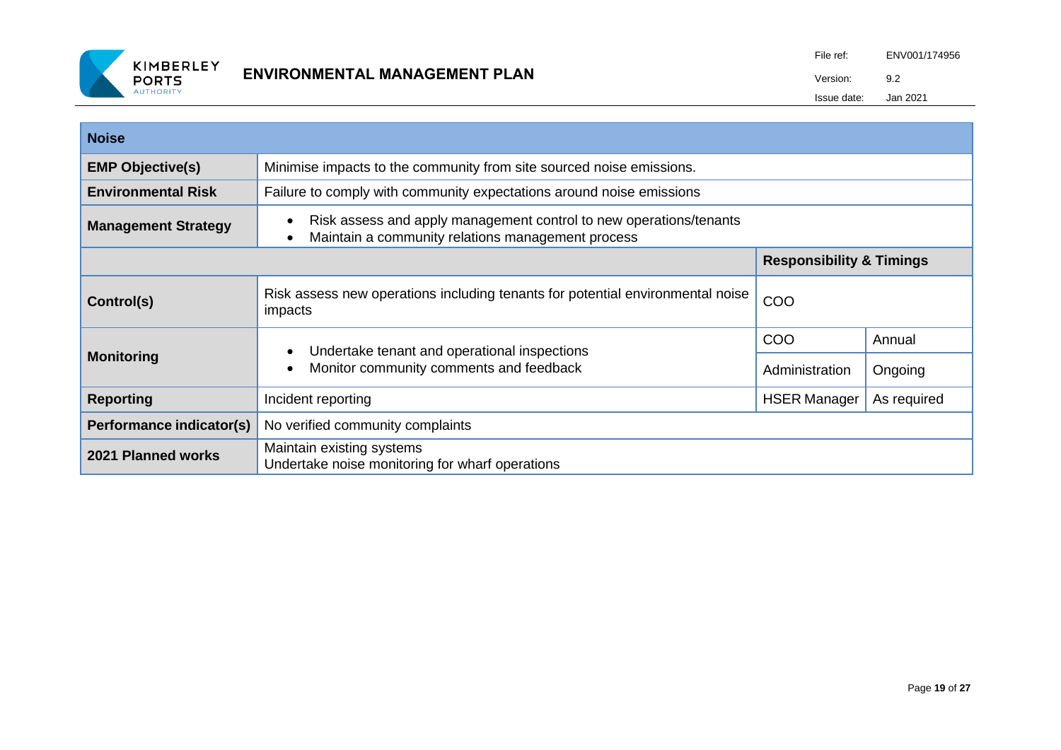| Noise | | | |
|---|---|---|---|
| **EMP Objective(s)** | Minimise impacts to the community from site sourced noise emissions. | | |
| **Environmental Risk** | Failure to comply with community expectations around noise emissions | | |
| **Management Strategy** | • Risk assess and apply management control to new operations/tenants<br>• Maintain a community relations management process | | |
| | | **Responsibility & Timings** | |
| **Control(s)** | Risk assess new operations including tenants for potential environmental noise impacts | COO | |
| **Monitoring** | • Undertake tenant and operational inspections<br>• Monitor community comments and feedback | COO | Annual |
| | | Administration | Ongoing |
| **Reporting** | Incident reporting | HSER Manager | As required |
| **Performance indicator(s)** | No verified community complaints | | |
| **2021 Planned works** | Maintain existing systems<br>Undertake noise monitoring for wharf operations | | |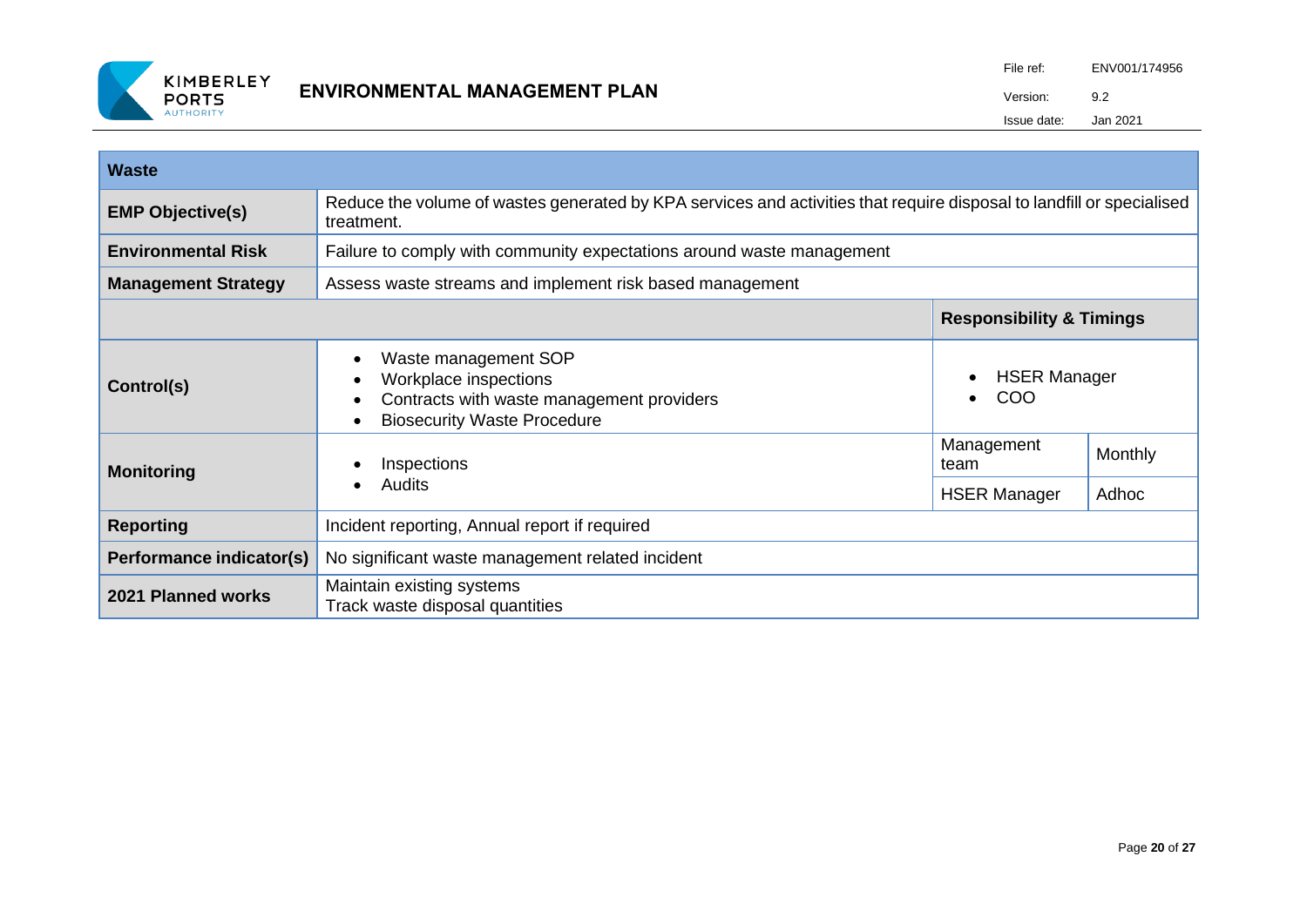| Waste | | | |
|---|---|---|---|
| **EMP Objective(s)** | Reduce the volume of wastes generated by KPA services and activities that require disposal to landfill or specialised treatment. | | |
| **Environmental Risk** | Failure to comply with community expectations around waste management | | |
| **Management Strategy** | Assess waste streams and implement risk based management | | |
| | | **Responsibility & Timings** | |
| **Control(s)** | • Waste management SOP<br>• Workplace inspections<br>• Contracts with waste management providers<br>• Biosecurity Waste Procedure | • HSER Manager<br>• COO | |
| **Monitoring** | • Inspections<br>• Audits | Management team | Monthly |
| | | HSER Manager | Adhoc |
| **Reporting** | Incident reporting, Annual report if required | | |
| **Performance indicator(s)** | No significant waste management related incident | | |
| **2021 Planned works** | Maintain existing systems<br>Track waste disposal quantities | | |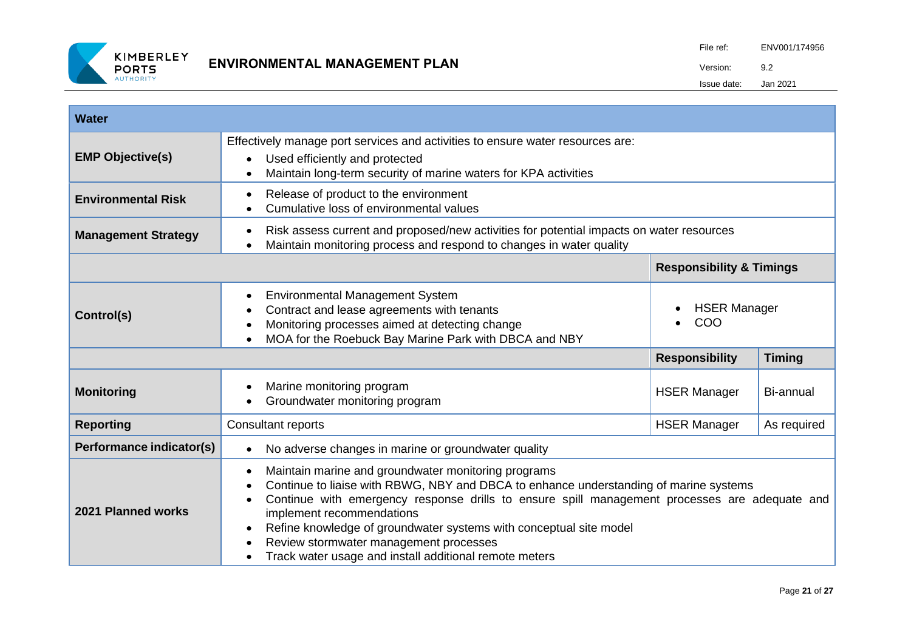| Water | | | |
|---|---|---|---|
| **EMP Objective(s)** | Effectively manage port services and activities to ensure water resources are:<br>• Used efficiently and protected<br>• Maintain long-term security of marine waters for KPA activities | | |
| **Environmental Risk** | • Release of product to the environment<br>• Cumulative loss of environmental values | | |
| **Management Strategy** | • Risk assess current and proposed/new activities for potential impacts on water resources<br>• Maintain monitoring process and respond to changes in water quality | | |
| | | **Responsibility & Timings** | |
| **Control(s)** | • Environmental Management System<br>• Contract and lease agreements with tenants<br>• Monitoring processes aimed at detecting change<br>• MOA for the Roebuck Bay Marine Park with DBCA and NBY | • HSER Manager<br>• COO | |
| | | **Responsibility** | **Timing** |
| **Monitoring** | • Marine monitoring program<br>• Groundwater monitoring program | HSER Manager | Bi-annual |
| **Reporting** | Consultant reports | HSER Manager | As required |
| **Performance indicator(s)** | • No adverse changes in marine or groundwater quality | | |
| **2021 Planned works** | • Maintain marine and groundwater monitoring programs<br>• Continue to liaise with RBWG, NBY and DBCA to enhance understanding of marine systems<br>• Continue with emergency response drills to ensure spill management processes are adequate and implement recommendations<br>• Refine knowledge of groundwater systems with conceptual site model<br>• Review stormwater management processes<br>• Track water usage and install additional remote meters | | |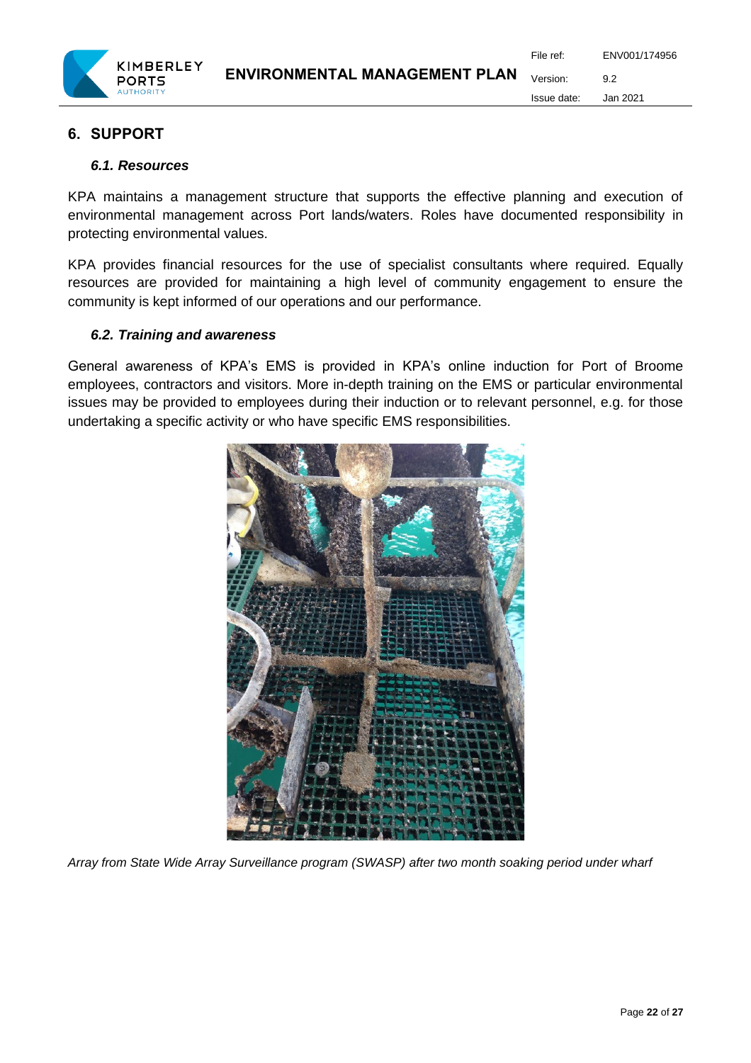# 6. SUPPORT

## *6.1. Resources*

KPA maintains a management structure that supports the effective planning and execution of environmental management across Port lands/waters. Roles have documented responsibility in protecting environmental values.

KPA provides financial resources for the use of specialist consultants where required. Equally resources are provided for maintaining a high level of community engagement to ensure the community is kept informed of our operations and our performance.

## *6.2. Training and awareness*

General awareness of KPA's EMS is provided in KPA's online induction for Port of Broome employees, contractors and visitors. More in-depth training on the EMS or particular environmental issues may be provided to employees during their induction or to relevant personnel, e.g. for those undertaking a specific activity or who have specific EMS responsibilities.

*Array from State Wide Array Surveillance program (SWASP) after two month soaking period under wharf*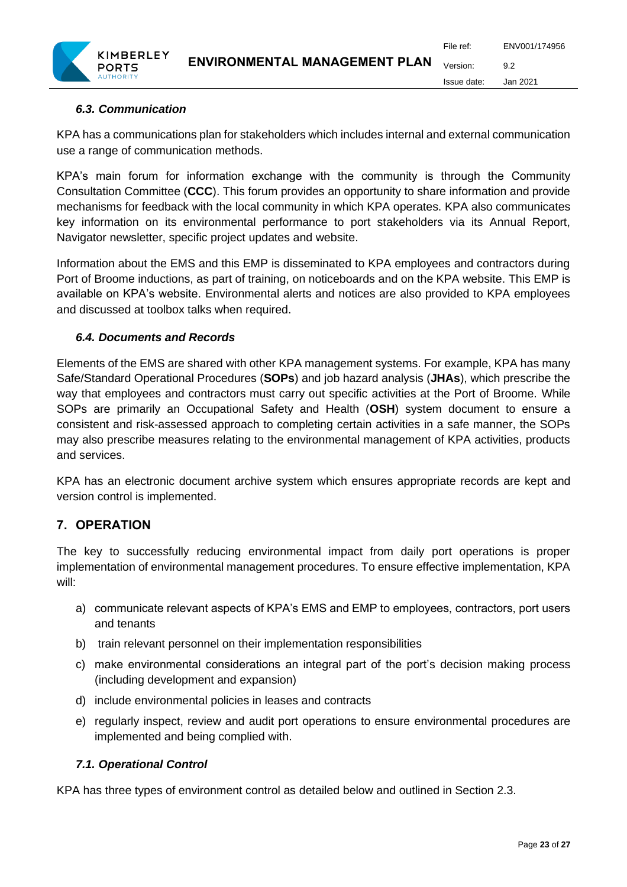### 6.3. Communication

KPA has a communications plan for stakeholders which includes internal and external communication use a range of communication methods.

KPA's main forum for information exchange with the community is through the Community Consultation Committee (**CCC**). This forum provides an opportunity to share information and provide mechanisms for feedback with the local community in which KPA operates. KPA also communicates key information on its environmental performance to port stakeholders via its Annual Report, Navigator newsletter, specific project updates and website.

Information about the EMS and this EMP is disseminated to KPA employees and contractors during Port of Broome inductions, as part of training, on noticeboards and on the KPA website. This EMP is available on KPA's website. Environmental alerts and notices are also provided to KPA employees and discussed at toolbox talks when required.

### 6.4. Documents and Records

Elements of the EMS are shared with other KPA management systems. For example, KPA has many Safe/Standard Operational Procedures (**SOPs**) and job hazard analysis (**JHAs**), which prescribe the way that employees and contractors must carry out specific activities at the Port of Broome. While SOPs are primarily an Occupational Safety and Health (**OSH**) system document to ensure a consistent and risk-assessed approach to completing certain activities in a safe manner, the SOPs may also prescribe measures relating to the environmental management of KPA activities, products and services.

KPA has an electronic document archive system which ensures appropriate records are kept and version control is implemented.

## 7. OPERATION

The key to successfully reducing environmental impact from daily port operations is proper implementation of environmental management procedures. To ensure effective implementation, KPA will:

a) communicate relevant aspects of KPA's EMS and EMP to employees, contractors, port users and tenants
b) train relevant personnel on their implementation responsibilities
c) make environmental considerations an integral part of the port's decision making process (including development and expansion)
d) include environmental policies in leases and contracts
e) regularly inspect, review and audit port operations to ensure environmental procedures are implemented and being complied with.

### 7.1. Operational Control

KPA has three types of environment control as detailed below and outlined in Section 2.3.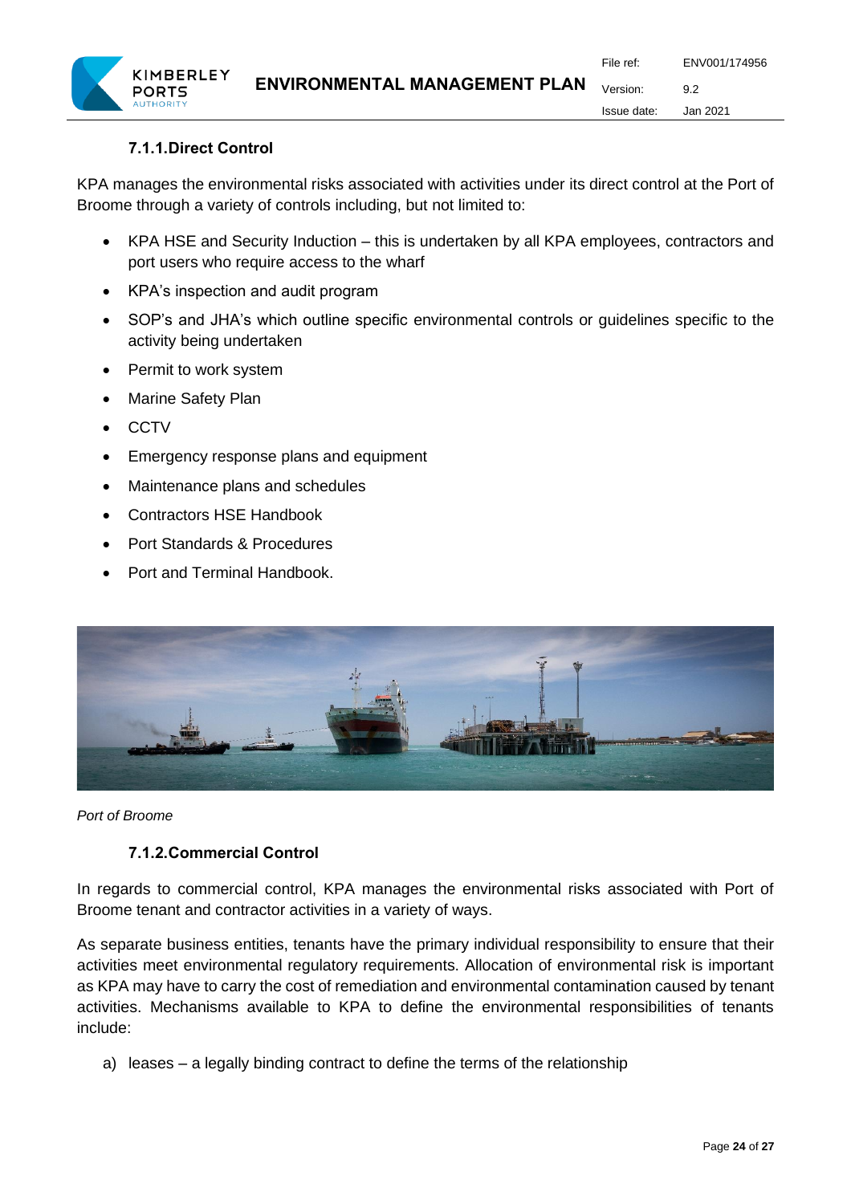#### 7.1.1. Direct Control

KPA manages the environmental risks associated with activities under its direct control at the Port of Broome through a variety of controls including, but not limited to:

- KPA HSE and Security Induction – this is undertaken by all KPA employees, contractors and port users who require access to the wharf
- KPA's inspection and audit program
- SOP's and JHA's which outline specific environmental controls or guidelines specific to the activity being undertaken
- Permit to work system
- Marine Safety Plan
- CCTV
- Emergency response plans and equipment
- Maintenance plans and schedules
- Contractors HSE Handbook
- Port Standards & Procedures
- Port and Terminal Handbook.

*Port of Broome*

#### 7.1.2. Commercial Control

In regards to commercial control, KPA manages the environmental risks associated with Port of Broome tenant and contractor activities in a variety of ways.

As separate business entities, tenants have the primary individual responsibility to ensure that their activities meet environmental regulatory requirements. Allocation of environmental risk is important as KPA may have to carry the cost of remediation and environmental contamination caused by tenant activities. Mechanisms available to KPA to define the environmental responsibilities of tenants include:

a) leases – a legally binding contract to define the terms of the relationship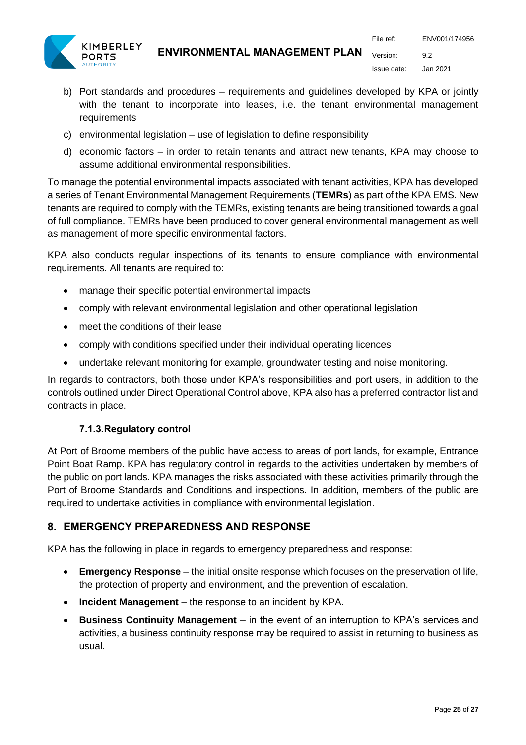b) Port standards and procedures – requirements and guidelines developed by KPA or jointly with the tenant to incorporate into leases, i.e. the tenant environmental management requirements

c) environmental legislation – use of legislation to define responsibility

d) economic factors – in order to retain tenants and attract new tenants, KPA may choose to assume additional environmental responsibilities.

To manage the potential environmental impacts associated with tenant activities, KPA has developed a series of Tenant Environmental Management Requirements (**TEMRs**) as part of the KPA EMS. New tenants are required to comply with the TEMRs, existing tenants are being transitioned towards a goal of full compliance. TEMRs have been produced to cover general environmental management as well as management of more specific environmental factors.

KPA also conducts regular inspections of its tenants to ensure compliance with environmental requirements. All tenants are required to:

- manage their specific potential environmental impacts
- comply with relevant environmental legislation and other operational legislation
- meet the conditions of their lease
- comply with conditions specified under their individual operating licences
- undertake relevant monitoring for example, groundwater testing and noise monitoring.

In regards to contractors, both those under KPA's responsibilities and port users, in addition to the controls outlined under Direct Operational Control above, KPA also has a preferred contractor list and contracts in place.

### 7.1.3. Regulatory control

At Port of Broome members of the public have access to areas of port lands, for example, Entrance Point Boat Ramp. KPA has regulatory control in regards to the activities undertaken by members of the public on port lands. KPA manages the risks associated with these activities primarily through the Port of Broome Standards and Conditions and inspections. In addition, members of the public are required to undertake activities in compliance with environmental legislation.

## 8. EMERGENCY PREPAREDNESS AND RESPONSE

KPA has the following in place in regards to emergency preparedness and response:

- **Emergency Response** – the initial onsite response which focuses on the preservation of life, the protection of property and environment, and the prevention of escalation.
- **Incident Management** – the response to an incident by KPA.
- **Business Continuity Management** – in the event of an interruption to KPA's services and activities, a business continuity response may be required to assist in returning to business as usual.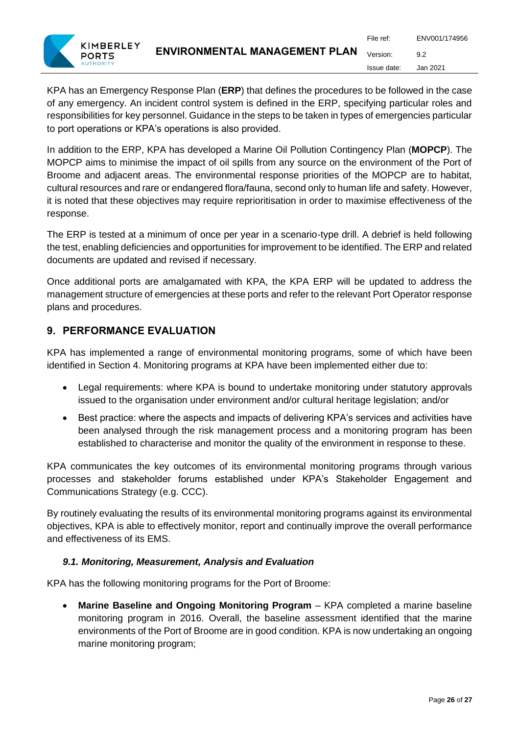KPA has an Emergency Response Plan (**ERP**) that defines the procedures to be followed in the case of any emergency. An incident control system is defined in the ERP, specifying particular roles and responsibilities for key personnel. Guidance in the steps to be taken in types of emergencies particular to port operations or KPA's operations is also provided.

In addition to the ERP, KPA has developed a Marine Oil Pollution Contingency Plan (**MOPCP**). The MOPCP aims to minimise the impact of oil spills from any source on the environment of the Port of Broome and adjacent areas. The environmental response priorities of the MOPCP are to habitat, cultural resources and rare or endangered flora/fauna, second only to human life and safety. However, it is noted that these objectives may require reprioritisation in order to maximise effectiveness of the response.

The ERP is tested at a minimum of once per year in a scenario-type drill. A debrief is held following the test, enabling deficiencies and opportunities for improvement to be identified. The ERP and related documents are updated and revised if necessary.

Once additional ports are amalgamated with KPA, the KPA ERP will be updated to address the management structure of emergencies at these ports and refer to the relevant Port Operator response plans and procedures.

## 9. PERFORMANCE EVALUATION

KPA has implemented a range of environmental monitoring programs, some of which have been identified in Section 4. Monitoring programs at KPA have been implemented either due to:

- Legal requirements: where KPA is bound to undertake monitoring under statutory approvals issued to the organisation under environment and/or cultural heritage legislation; and/or
- Best practice: where the aspects and impacts of delivering KPA's services and activities have been analysed through the risk management process and a monitoring program has been established to characterise and monitor the quality of the environment in response to these.

KPA communicates the key outcomes of its environmental monitoring programs through various processes and stakeholder forums established under KPA's Stakeholder Engagement and Communications Strategy (e.g. CCC).

By routinely evaluating the results of its environmental monitoring programs against its environmental objectives, KPA is able to effectively monitor, report and continually improve the overall performance and effectiveness of its EMS.

### *9.1. Monitoring, Measurement, Analysis and Evaluation*

KPA has the following monitoring programs for the Port of Broome:

- **Marine Baseline and Ongoing Monitoring Program** – KPA completed a marine baseline monitoring program in 2016. Overall, the baseline assessment identified that the marine environments of the Port of Broome are in good condition. KPA is now undertaking an ongoing marine monitoring program;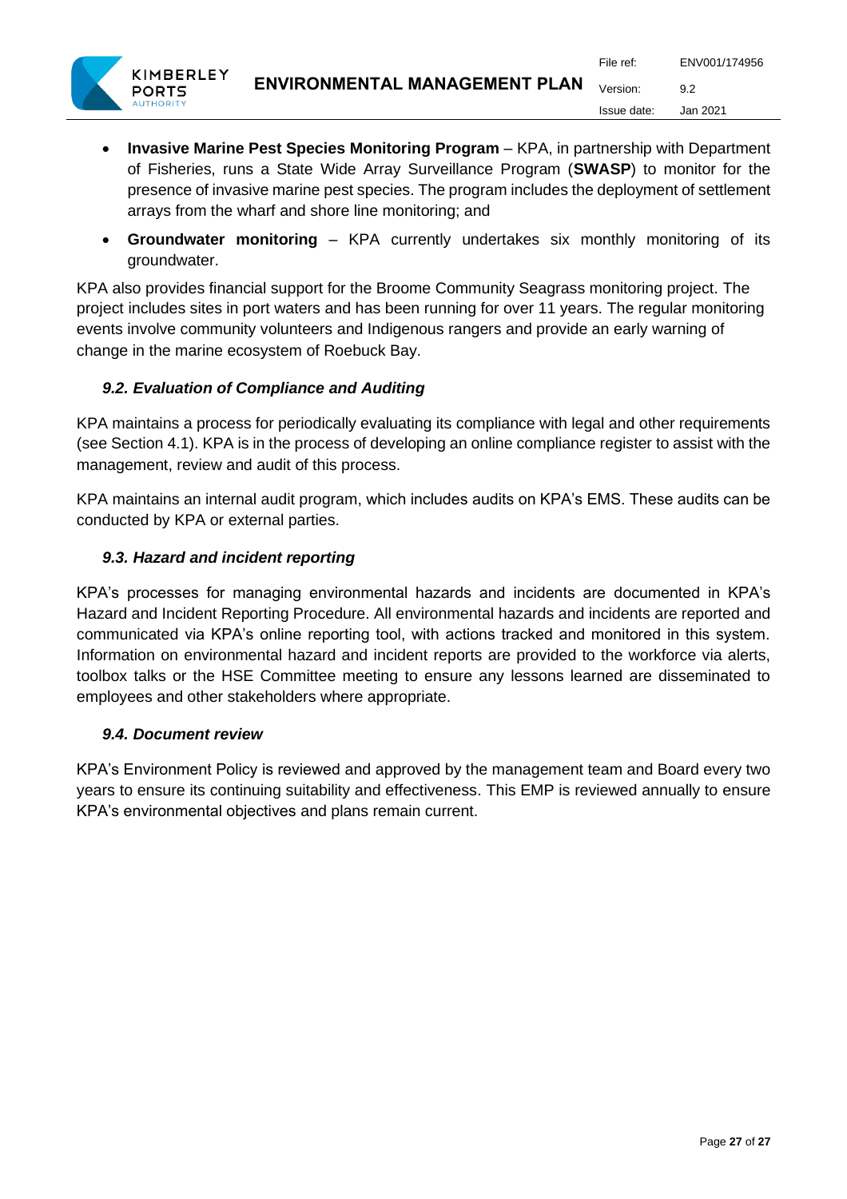- **Invasive Marine Pest Species Monitoring Program** – KPA, in partnership with Department of Fisheries, runs a State Wide Array Surveillance Program (**SWASP**) to monitor for the presence of invasive marine pest species. The program includes the deployment of settlement arrays from the wharf and shore line monitoring; and
- **Groundwater monitoring** – KPA currently undertakes six monthly monitoring of its groundwater.

KPA also provides financial support for the Broome Community Seagrass monitoring project. The project includes sites in port waters and has been running for over 11 years. The regular monitoring events involve community volunteers and Indigenous rangers and provide an early warning of change in the marine ecosystem of Roebuck Bay.

### *9.2. Evaluation of Compliance and Auditing*

KPA maintains a process for periodically evaluating its compliance with legal and other requirements (see Section 4.1). KPA is in the process of developing an online compliance register to assist with the management, review and audit of this process.

KPA maintains an internal audit program, which includes audits on KPA's EMS. These audits can be conducted by KPA or external parties.

### *9.3. Hazard and incident reporting*

KPA's processes for managing environmental hazards and incidents are documented in KPA's Hazard and Incident Reporting Procedure. All environmental hazards and incidents are reported and communicated via KPA's online reporting tool, with actions tracked and monitored in this system. Information on environmental hazard and incident reports are provided to the workforce via alerts, toolbox talks or the HSE Committee meeting to ensure any lessons learned are disseminated to employees and other stakeholders where appropriate.

### *9.4. Document review*

KPA's Environment Policy is reviewed and approved by the management team and Board every two years to ensure its continuing suitability and effectiveness. This EMP is reviewed annually to ensure KPA's environmental objectives and plans remain current.